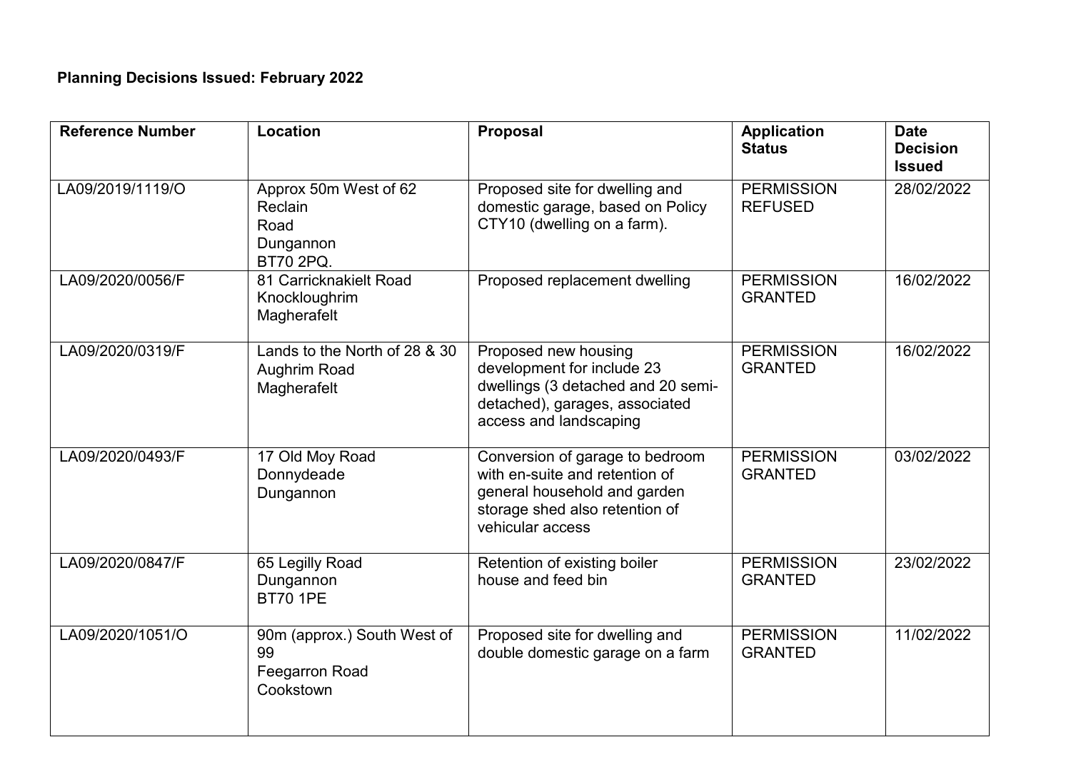**Planning Decisions Issued: February 2022**

| Reference Number | Location | Proposal | Application Status | Date Decision Issued |
|---|---|---|---|---|
| LA09/2019/1119/O | Approx 50m West of 62 Reclain Road Dungannon BT70 2PQ. | Proposed site for dwelling and domestic garage, based on Policy CTY10 (dwelling on a farm). | PERMISSION REFUSED | 28/02/2022 |
| LA09/2020/0056/F | 81 Carricknakielt Road Knockloughrim Magherafelt | Proposed replacement dwelling | PERMISSION GRANTED | 16/02/2022 |
| LA09/2020/0319/F | Lands to the North of 28 & 30 Aughrim Road Magherafelt | Proposed new housing development for include 23 dwellings (3 detached and 20 semi-detached), garages, associated access and landscaping | PERMISSION GRANTED | 16/02/2022 |
| LA09/2020/0493/F | 17 Old Moy Road Donnydeade Dungannon | Conversion of garage to bedroom with en-suite and retention of general household and garden storage shed also retention of vehicular access | PERMISSION GRANTED | 03/02/2022 |
| LA09/2020/0847/F | 65 Legilly Road Dungannon BT70 1PE | Retention of existing boiler house and feed bin | PERMISSION GRANTED | 23/02/2022 |
| LA09/2020/1051/O | 90m (approx.) South West of 99 Feegarron Road Cookstown | Proposed site for dwelling and double domestic garage on a farm | PERMISSION GRANTED | 11/02/2022 |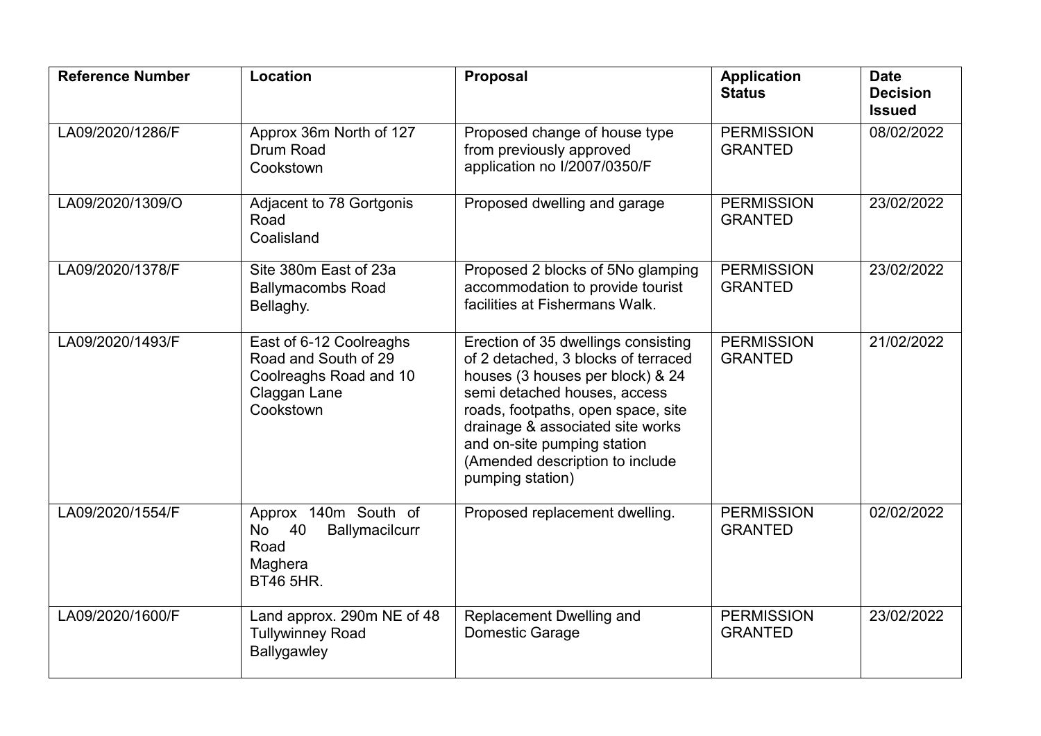| Reference Number | Location | Proposal | Application Status | Date Decision Issued |
|---|---|---|---|---|
| LA09/2020/1286/F | Approx 36m North of 127 Drum Road Cookstown | Proposed change of house type from previously approved application no I/2007/0350/F | PERMISSION GRANTED | 08/02/2022 |
| LA09/2020/1309/O | Adjacent to 78 Gortgonis Road Coalisland | Proposed dwelling and garage | PERMISSION GRANTED | 23/02/2022 |
| LA09/2020/1378/F | Site 380m East of 23a Ballymacombs Road Bellaghy. | Proposed 2 blocks of 5No glamping accommodation to provide tourist facilities at Fishermans Walk. | PERMISSION GRANTED | 23/02/2022 |
| LA09/2020/1493/F | East of 6-12 Coolreaghs Road and South of 29 Coolreaghs Road and 10 Claggan Lane Cookstown | Erection of 35 dwellings consisting of 2 detached, 3 blocks of terraced houses (3 houses per block) & 24 semi detached houses, access roads, footpaths, open space, site drainage & associated site works and on-site pumping station (Amended description to include pumping station) | PERMISSION GRANTED | 21/02/2022 |
| LA09/2020/1554/F | Approx 140m South of No 40 Ballymacilcurr Road Maghera BT46 5HR. | Proposed replacement dwelling. | PERMISSION GRANTED | 02/02/2022 |
| LA09/2020/1600/F | Land approx. 290m NE of 48 Tullywinney Road Ballygawley | Replacement Dwelling and Domestic Garage | PERMISSION GRANTED | 23/02/2022 |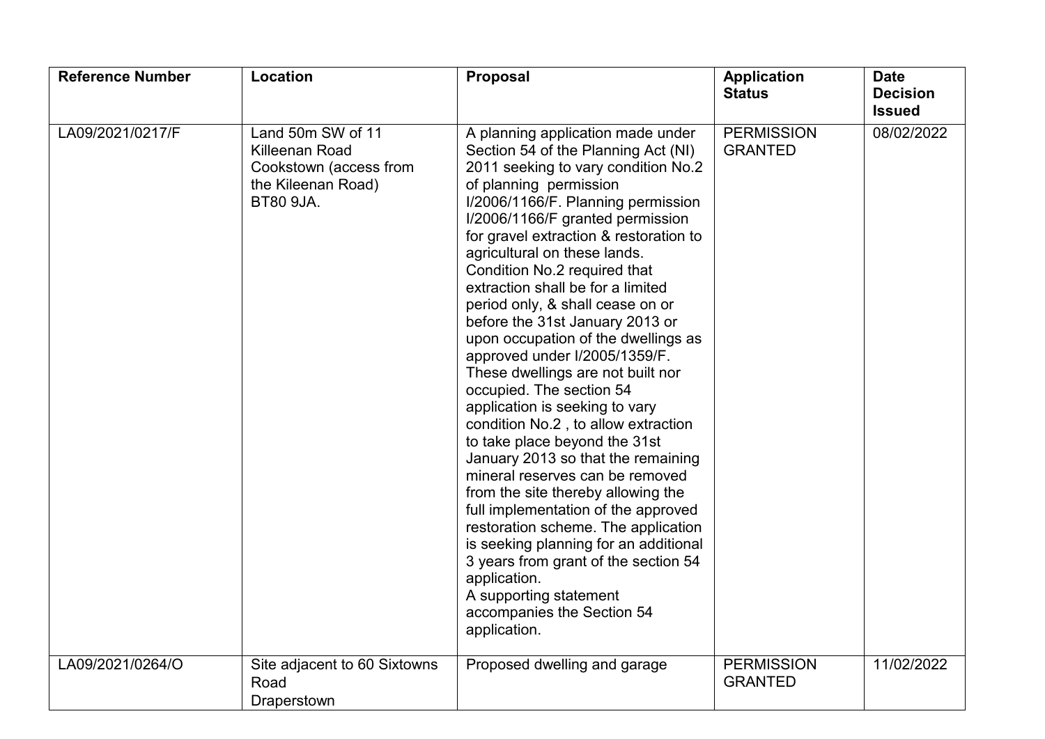| Reference Number | Location | Proposal | Application Status | Date Decision Issued |
| --- | --- | --- | --- | --- |
| LA09/2021/0217/F | Land 50m SW of 11 Killeenan Road Cookstown (access from the Kileenan Road) BT80 9JA. | A planning application made under Section 54 of the Planning Act (NI) 2011 seeking to vary condition No.2 of planning permission I/2006/1166/F. Planning permission I/2006/1166/F granted permission for gravel extraction & restoration to agricultural on these lands. Condition No.2 required that extraction shall be for a limited period only, & shall cease on or before the 31st January 2013 or upon occupation of the dwellings as approved under I/2005/1359/F. These dwellings are not built nor occupied. The section 54 application is seeking to vary condition No.2 , to allow extraction to take place beyond the 31st January 2013 so that the remaining mineral reserves can be removed from the site thereby allowing the full implementation of the approved restoration scheme. The application is seeking planning for an additional 3 years from grant of the section 54 application. A supporting statement accompanies the Section 54 application. | PERMISSION GRANTED | 08/02/2022 |
| LA09/2021/0264/O | Site adjacent to 60 Sixtowns Road Draperstown | Proposed dwelling and garage | PERMISSION GRANTED | 11/02/2022 |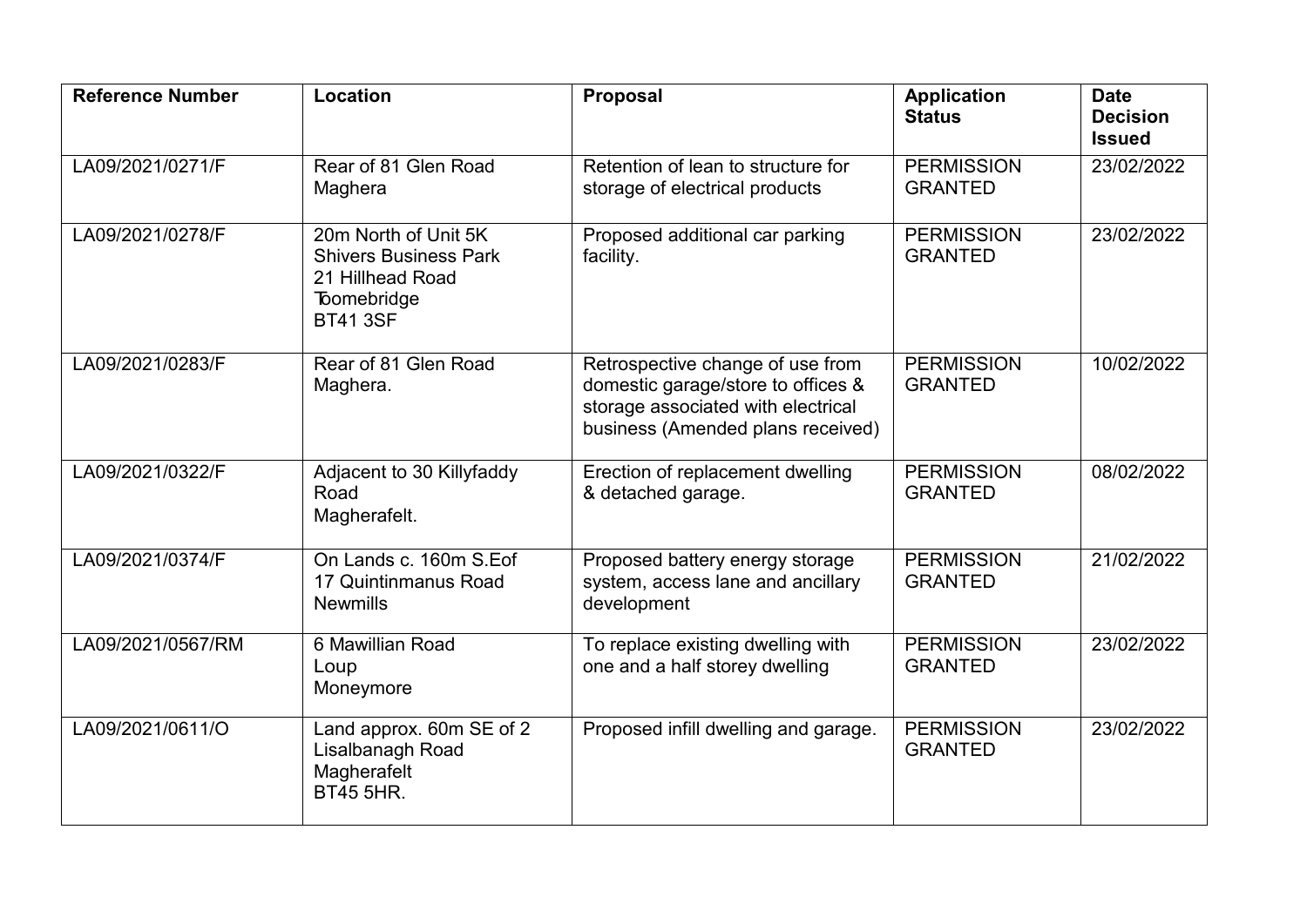| Reference Number | Location | Proposal | Application Status | Date Decision Issued |
|---|---|---|---|---|
| LA09/2021/0271/F | Rear of 81 Glen Road Maghera | Retention of lean to structure for storage of electrical products | PERMISSION GRANTED | 23/02/2022 |
| LA09/2021/0278/F | 20m North of Unit 5K Shivers Business Park 21 Hillhead Road Toomebridge BT41 3SF | Proposed additional car parking facility. | PERMISSION GRANTED | 23/02/2022 |
| LA09/2021/0283/F | Rear of 81 Glen Road Maghera. | Retrospective change of use from domestic garage/store to offices & storage associated with electrical business (Amended plans received) | PERMISSION GRANTED | 10/02/2022 |
| LA09/2021/0322/F | Adjacent to 30 Killyfaddy Road Magherafelt. | Erection of replacement dwelling & detached garage. | PERMISSION GRANTED | 08/02/2022 |
| LA09/2021/0374/F | On Lands c. 160m S.Eof 17 Quintinmanus Road Newmills | Proposed battery energy storage system, access lane and ancillary development | PERMISSION GRANTED | 21/02/2022 |
| LA09/2021/0567/RM | 6 Mawillian Road Loup Moneymore | To replace existing dwelling with one and a half storey dwelling | PERMISSION GRANTED | 23/02/2022 |
| LA09/2021/0611/O | Land approx. 60m SE of 2 Lisalbanagh Road Magherafelt BT45 5HR. | Proposed infill dwelling and garage. | PERMISSION GRANTED | 23/02/2022 |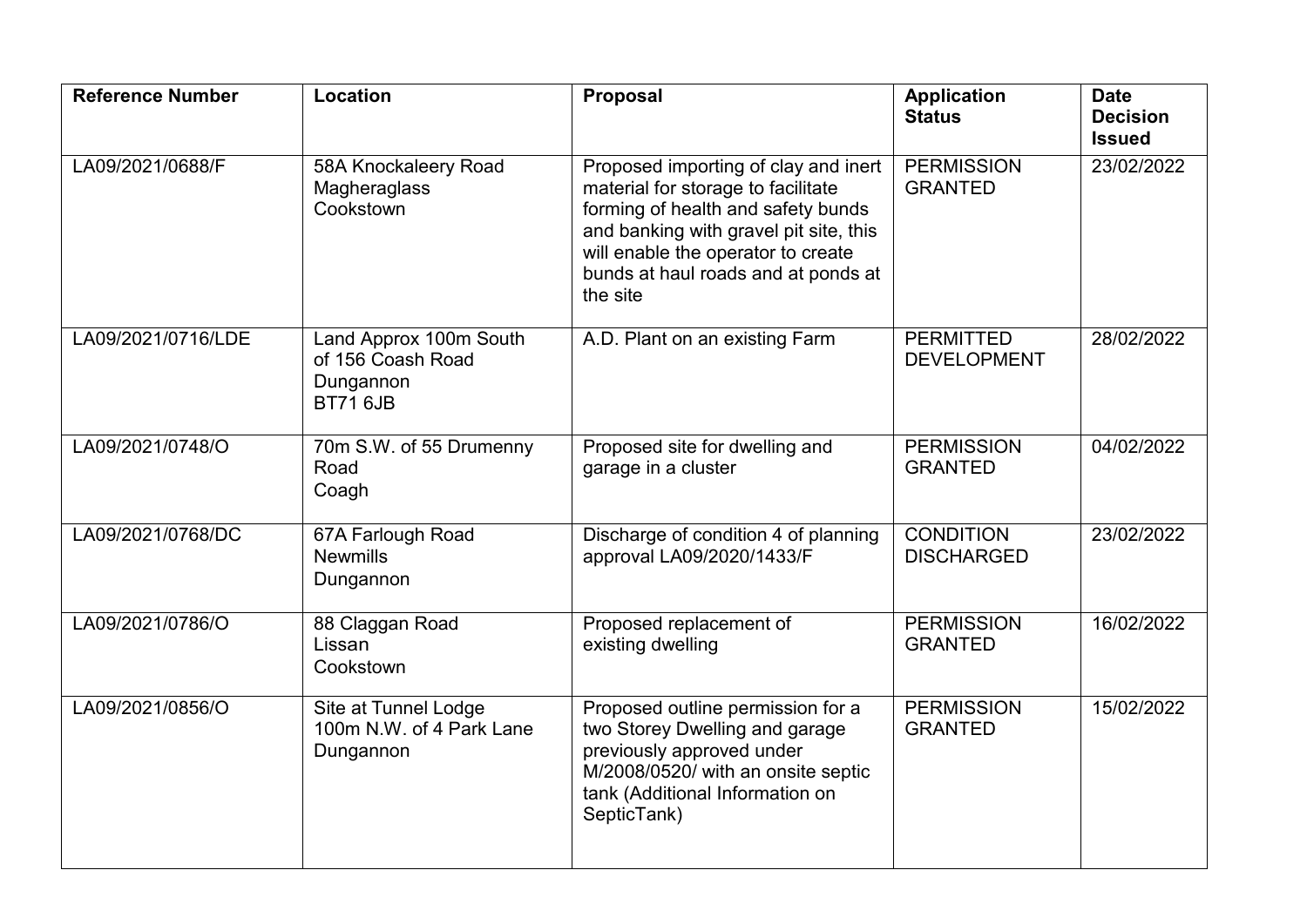| Reference Number | Location | Proposal | Application Status | Date Decision Issued |
|---|---|---|---|---|
| LA09/2021/0688/F | 58A Knockaleery Road Magheraglass Cookstown | Proposed importing of clay and inert material for storage to facilitate forming of health and safety bunds and banking with gravel pit site, this will enable the operator to create bunds at haul roads and at ponds at the site | PERMISSION GRANTED | 23/02/2022 |
| LA09/2021/0716/LDE | Land Approx 100m South of 156 Coash Road Dungannon BT71 6JB | A.D. Plant on an existing Farm | PERMITTED DEVELOPMENT | 28/02/2022 |
| LA09/2021/0748/O | 70m S.W. of 55 Drumenny Road Coagh | Proposed site for dwelling and garage in a cluster | PERMISSION GRANTED | 04/02/2022 |
| LA09/2021/0768/DC | 67A Farlough Road Newmills Dungannon | Discharge of condition 4 of planning approval LA09/2020/1433/F | CONDITION DISCHARGED | 23/02/2022 |
| LA09/2021/0786/O | 88 Claggan Road Lissan Cookstown | Proposed replacement of existing dwelling | PERMISSION GRANTED | 16/02/2022 |
| LA09/2021/0856/O | Site at Tunnel Lodge 100m N.W. of 4 Park Lane Dungannon | Proposed outline permission for a two Storey Dwelling and garage previously approved under M/2008/0520/ with an onsite septic tank (Additional Information on SepticTank) | PERMISSION GRANTED | 15/02/2022 |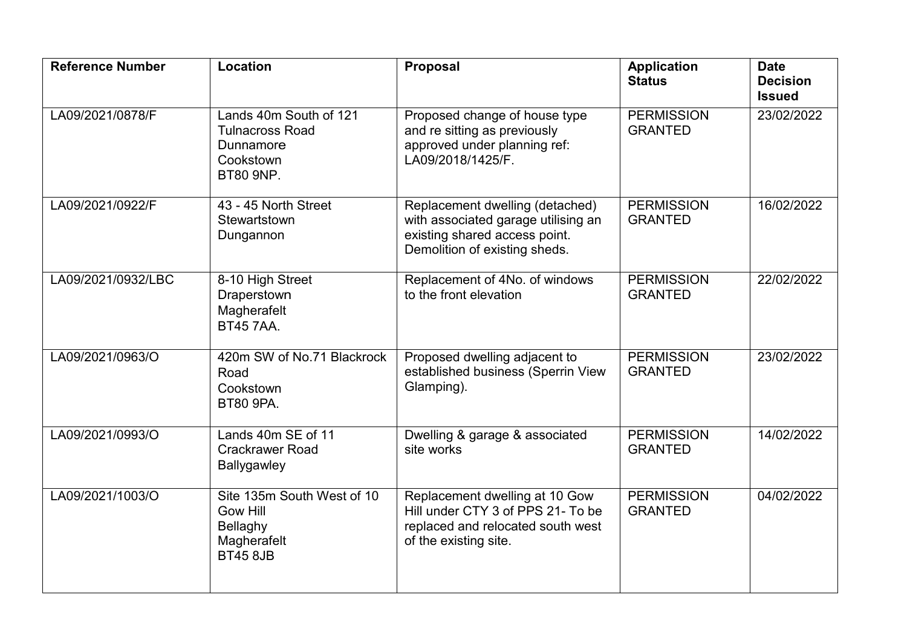| Reference Number | Location | Proposal | Application Status | Date Decision Issued |
| --- | --- | --- | --- | --- |
| LA09/2021/0878/F | Lands 40m South of 121 Tulnacross Road Dunnamore Cookstown BT80 9NP. | Proposed change of house type and re sitting as previously approved under planning ref: LA09/2018/1425/F. | PERMISSION GRANTED | 23/02/2022 |
| LA09/2021/0922/F | 43 - 45 North Street Stewartstown Dungannon | Replacement dwelling (detached) with associated garage utilising an existing shared access point. Demolition of existing sheds. | PERMISSION GRANTED | 16/02/2022 |
| LA09/2021/0932/LBC | 8-10 High Street Draperstown Magherafelt BT45 7AA. | Replacement of 4No. of windows to the front elevation | PERMISSION GRANTED | 22/02/2022 |
| LA09/2021/0963/O | 420m SW of No.71 Blackrock Road Cookstown BT80 9PA. | Proposed dwelling adjacent to established business (Sperrin View Glamping). | PERMISSION GRANTED | 23/02/2022 |
| LA09/2021/0993/O | Lands 40m SE of 11 Crackrawer Road Ballygawley | Dwelling & garage & associated site works | PERMISSION GRANTED | 14/02/2022 |
| LA09/2021/1003/O | Site 135m South West of 10 Gow Hill Bellaghy Magherafelt BT45 8JB | Replacement dwelling at 10 Gow Hill under CTY 3 of PPS 21- To be replaced and relocated south west of the existing site. | PERMISSION GRANTED | 04/02/2022 |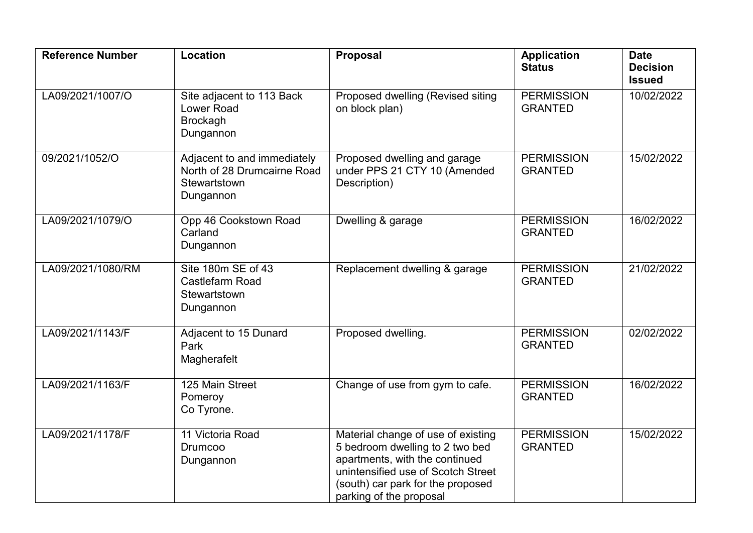| Reference Number | Location | Proposal | Application Status | Date Decision Issued |
|---|---|---|---|---|
| LA09/2021/1007/O | Site adjacent to 113 Back Lower Road Brockagh Dungannon | Proposed dwelling (Revised siting on block plan) | PERMISSION GRANTED | 10/02/2022 |
| 09/2021/1052/O | Adjacent to and immediately North of 28 Drumcairne Road Stewartstown Dungannon | Proposed dwelling and garage under PPS 21 CTY 10 (Amended Description) | PERMISSION GRANTED | 15/02/2022 |
| LA09/2021/1079/O | Opp 46 Cookstown Road Carland Dungannon | Dwelling & garage | PERMISSION GRANTED | 16/02/2022 |
| LA09/2021/1080/RM | Site 180m SE of 43 Castlefarm Road Stewartstown Dungannon | Replacement dwelling & garage | PERMISSION GRANTED | 21/02/2022 |
| LA09/2021/1143/F | Adjacent to 15 Dunard Park Magherafelt | Proposed dwelling. | PERMISSION GRANTED | 02/02/2022 |
| LA09/2021/1163/F | 125 Main Street Pomeroy Co Tyrone. | Change of use from gym to cafe. | PERMISSION GRANTED | 16/02/2022 |
| LA09/2021/1178/F | 11 Victoria Road Drumcoo Dungannon | Material change of use of existing 5 bedroom dwelling to 2 two bed apartments, with the continued unintensified use of Scotch Street (south) car park for the proposed parking of the proposal | PERMISSION GRANTED | 15/02/2022 |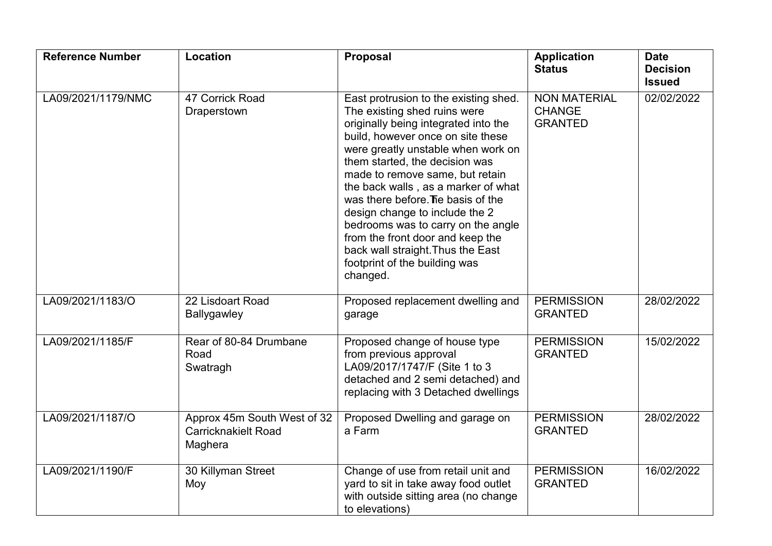| Reference Number | Location | Proposal | Application Status | Date Decision Issued |
|---|---|---|---|---|
| LA09/2021/1179/NMC | 47 Corrick Road Draperstown | East protrusion to the existing shed. The existing shed ruins were originally being integrated into the build, however once on site these were greatly unstable when work on them started, the decision was made to remove same, but retain the back walls , as a marker of what was there before.The basis of the design change to include the 2 bedrooms was to carry on the angle from the front door and keep the back wall straight.Thus the East footprint of the building was changed. | NON MATERIAL CHANGE GRANTED | 02/02/2022 |
| LA09/2021/1183/O | 22 Lisdoart Road Ballygawley | Proposed replacement dwelling and garage | PERMISSION GRANTED | 28/02/2022 |
| LA09/2021/1185/F | Rear of 80-84 Drumbane Road Swatragh | Proposed change of house type from previous approval LA09/2017/1747/F (Site 1 to 3 detached and 2 semi detached) and replacing with 3 Detached dwellings | PERMISSION GRANTED | 15/02/2022 |
| LA09/2021/1187/O | Approx 45m South West of 32 Carricknakielt Road Maghera | Proposed Dwelling and garage on a Farm | PERMISSION GRANTED | 28/02/2022 |
| LA09/2021/1190/F | 30 Killyman Street Moy | Change of use from retail unit and yard to sit in take away food outlet with outside sitting area (no change to elevations) | PERMISSION GRANTED | 16/02/2022 |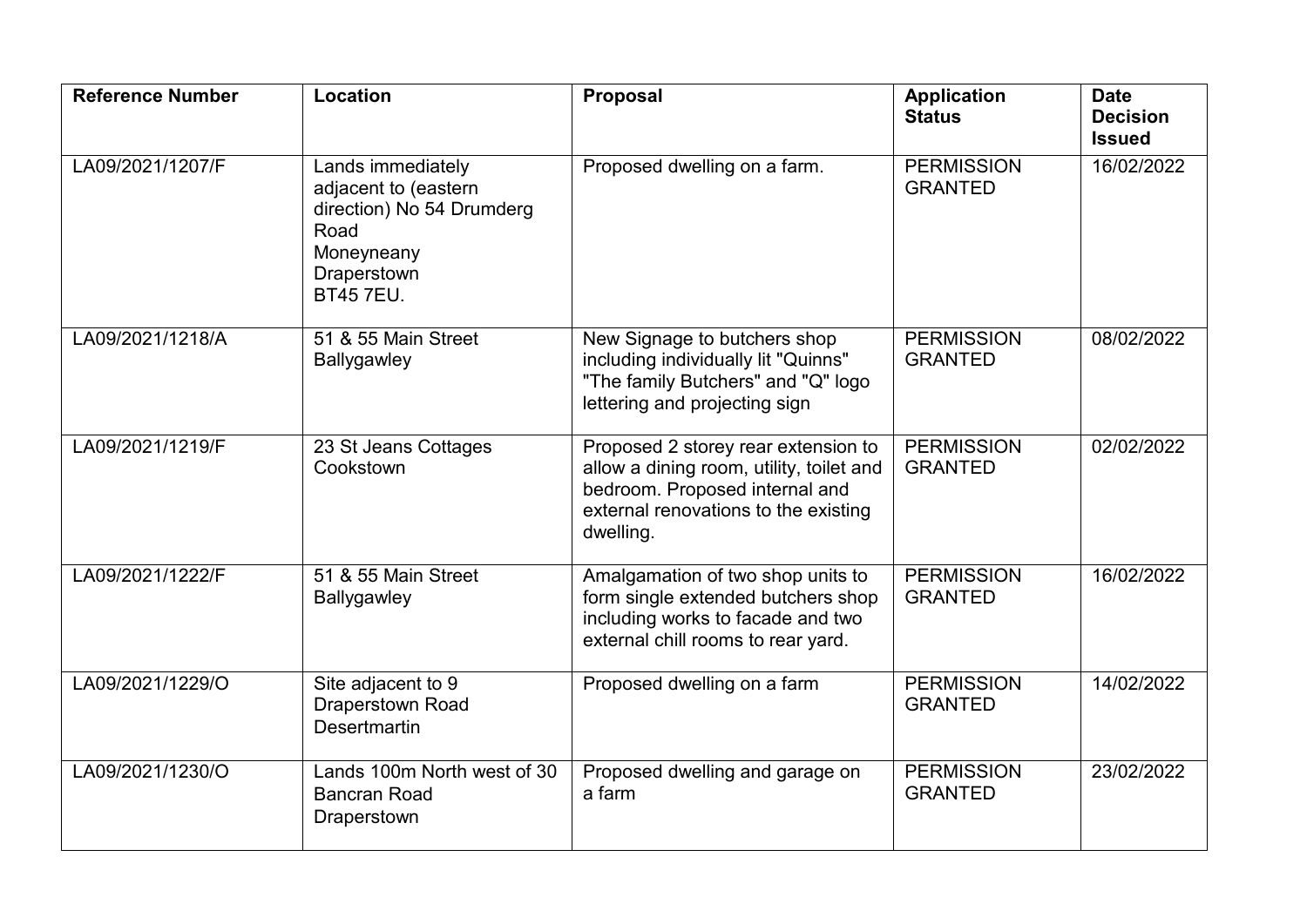| Reference Number | Location | Proposal | Application Status | Date Decision Issued |
| --- | --- | --- | --- | --- |
| LA09/2021/1207/F | Lands immediately adjacent to (eastern direction) No 54 Drumderg Road Moneyneany Draperstown BT45 7EU. | Proposed dwelling on a farm. | PERMISSION GRANTED | 16/02/2022 |
| LA09/2021/1218/A | 51 & 55 Main Street Ballygawley | New Signage to butchers shop including individually lit "Quinns" "The family Butchers" and "Q" logo lettering and projecting sign | PERMISSION GRANTED | 08/02/2022 |
| LA09/2021/1219/F | 23 St Jeans Cottages Cookstown | Proposed 2 storey rear extension to allow a dining room, utility, toilet and bedroom. Proposed internal and external renovations to the existing dwelling. | PERMISSION GRANTED | 02/02/2022 |
| LA09/2021/1222/F | 51 & 55 Main Street Ballygawley | Amalgamation of two shop units to form single extended butchers shop including works to facade and two external chill rooms to rear yard. | PERMISSION GRANTED | 16/02/2022 |
| LA09/2021/1229/O | Site adjacent to 9 Draperstown Road Desertmartin | Proposed dwelling on a farm | PERMISSION GRANTED | 14/02/2022 |
| LA09/2021/1230/O | Lands 100m North west of 30 Bancran Road Draperstown | Proposed dwelling and garage on a farm | PERMISSION GRANTED | 23/02/2022 |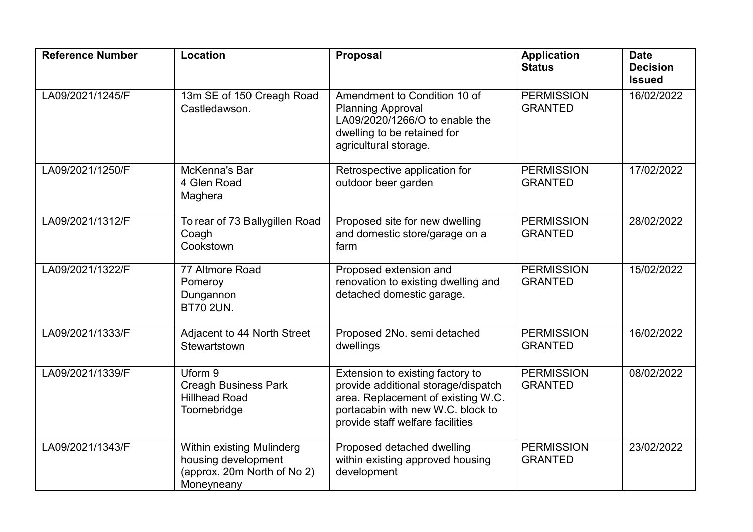| Reference Number | Location | Proposal | Application Status | Date Decision Issued |
|---|---|---|---|---|
| LA09/2021/1245/F | 13m SE of 150 Creagh Road Castledawson. | Amendment to Condition 10 of Planning Approval LA09/2020/1266/O to enable the dwelling to be retained for agricultural storage. | PERMISSION GRANTED | 16/02/2022 |
| LA09/2021/1250/F | McKenna's Bar 4 Glen Road Maghera | Retrospective application for outdoor beer garden | PERMISSION GRANTED | 17/02/2022 |
| LA09/2021/1312/F | To rear of 73 Ballygillen Road Coagh Cookstown | Proposed site for new dwelling and domestic store/garage on a farm | PERMISSION GRANTED | 28/02/2022 |
| LA09/2021/1322/F | 77 Altmore Road Pomeroy Dungannon BT70 2UN. | Proposed extension and renovation to existing dwelling and detached domestic garage. | PERMISSION GRANTED | 15/02/2022 |
| LA09/2021/1333/F | Adjacent to 44 North Street Stewartstown | Proposed 2No. semi detached dwellings | PERMISSION GRANTED | 16/02/2022 |
| LA09/2021/1339/F | Uform 9 Creagh Business Park Hillhead Road Toomebridge | Extension to existing factory to provide additional storage/dispatch area. Replacement of existing W.C. portacabin with new W.C. block to provide staff welfare facilities | PERMISSION GRANTED | 08/02/2022 |
| LA09/2021/1343/F | Within existing Mulinderg housing development (approx. 20m North of No 2) Moneyneany | Proposed detached dwelling within existing approved housing development | PERMISSION GRANTED | 23/02/2022 |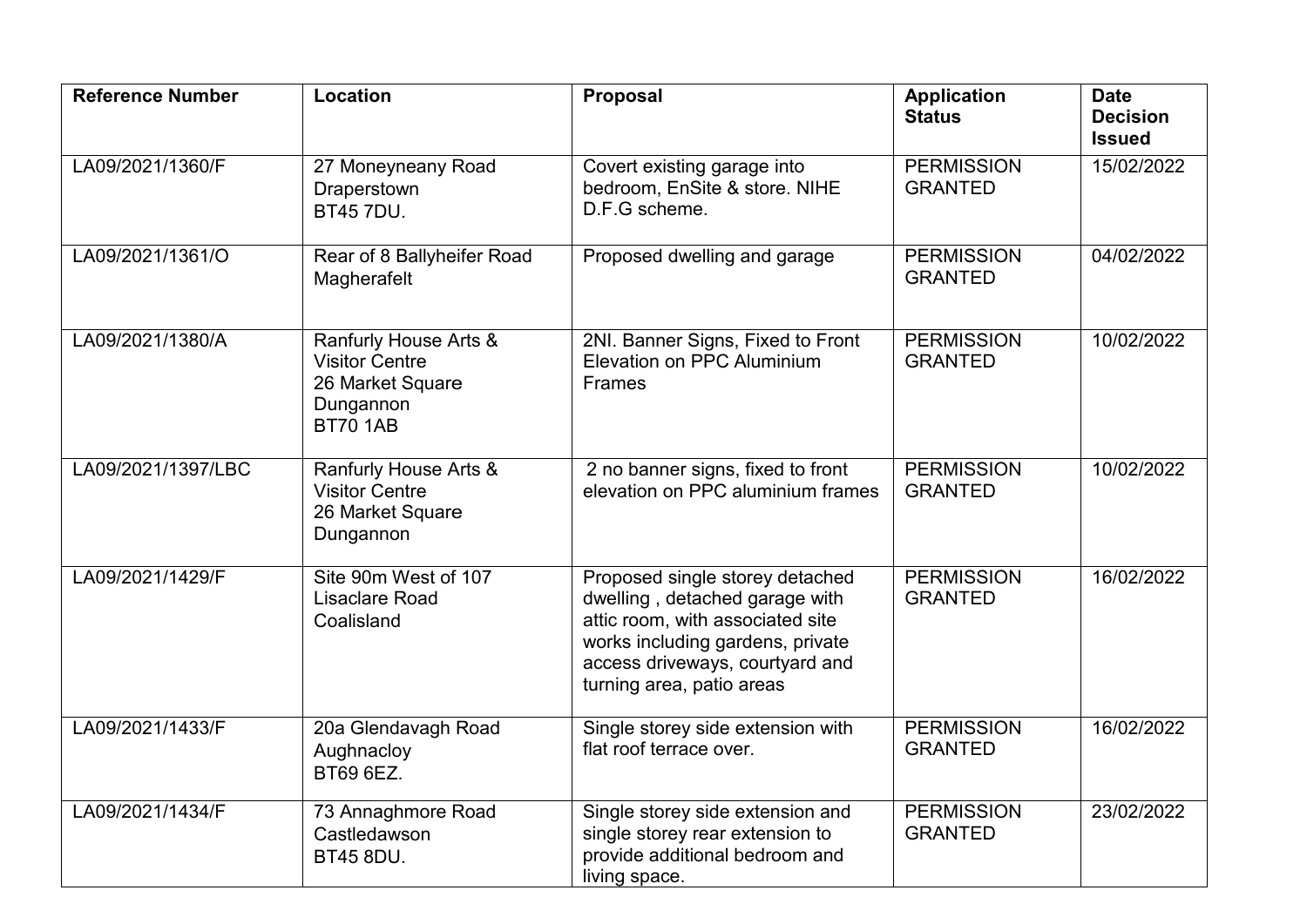| Reference Number | Location | Proposal | Application Status | Date Decision Issued |
|---|---|---|---|---|
| LA09/2021/1360/F | 27 Moneyneany Road Draperstown BT45 7DU. | Covert existing garage into bedroom, EnSite & store. NIHE D.F.G scheme. | PERMISSION GRANTED | 15/02/2022 |
| LA09/2021/1361/O | Rear of 8 Ballyheifer Road Magherafelt | Proposed dwelling and garage | PERMISSION GRANTED | 04/02/2022 |
| LA09/2021/1380/A | Ranfurly House Arts & Visitor Centre 26 Market Square Dungannon BT70 1AB | 2NI. Banner Signs, Fixed to Front Elevation on PPC Aluminium Frames | PERMISSION GRANTED | 10/02/2022 |
| LA09/2021/1397/LBC | Ranfurly House Arts & Visitor Centre 26 Market Square Dungannon | 2 no banner signs, fixed to front elevation on PPC aluminium frames | PERMISSION GRANTED | 10/02/2022 |
| LA09/2021/1429/F | Site 90m West of 107 Lisaclare Road Coalisland | Proposed single storey detached dwelling , detached garage with attic room, with associated site works including gardens, private access driveways, courtyard and turning area, patio areas | PERMISSION GRANTED | 16/02/2022 |
| LA09/2021/1433/F | 20a Glendavagh Road Aughnacloy BT69 6EZ. | Single storey side extension with flat roof terrace over. | PERMISSION GRANTED | 16/02/2022 |
| LA09/2021/1434/F | 73 Annaghmore Road Castledawson BT45 8DU. | Single storey side extension and single storey rear extension to provide additional bedroom and living space. | PERMISSION GRANTED | 23/02/2022 |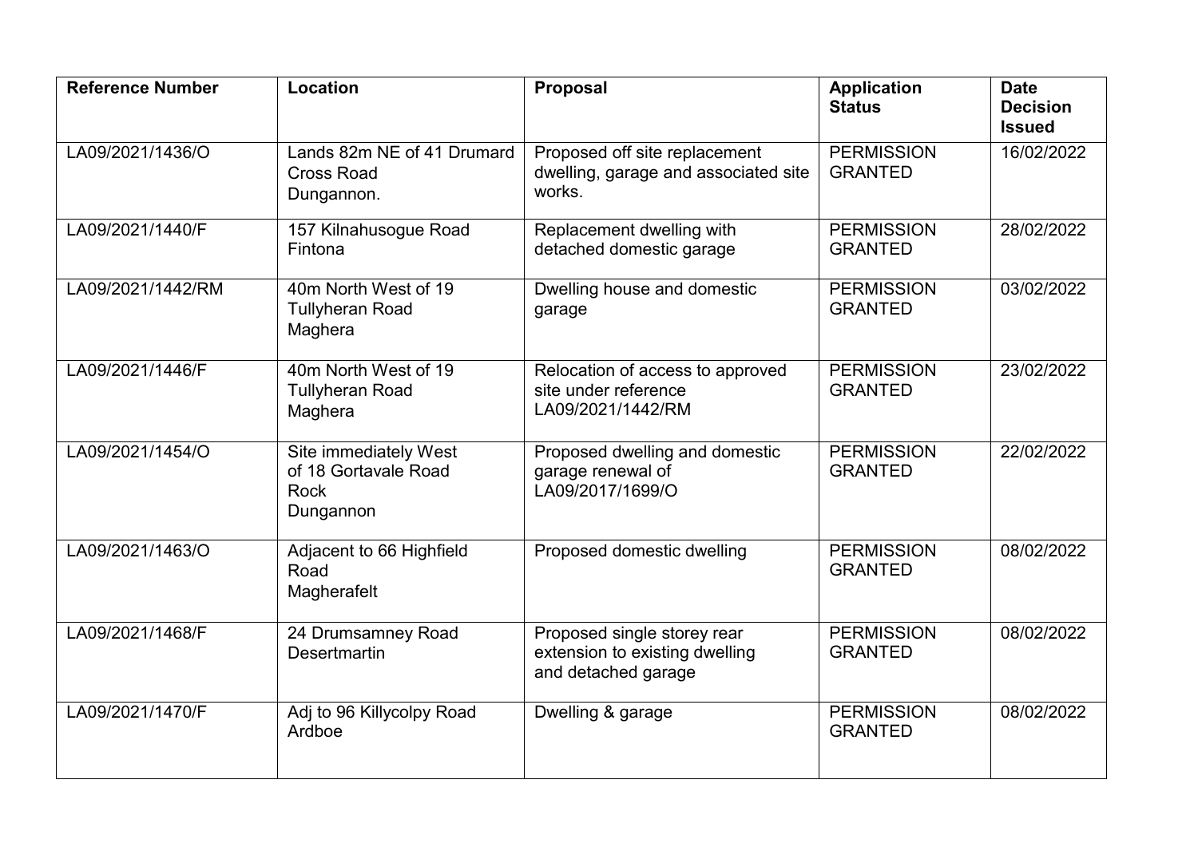| Reference Number | Location | Proposal | Application Status | Date Decision Issued |
|---|---|---|---|---|
| LA09/2021/1436/O | Lands 82m NE of 41 Drumard Cross Road Dungannon. | Proposed off site replacement dwelling, garage and associated site works. | PERMISSION GRANTED | 16/02/2022 |
| LA09/2021/1440/F | 157 Kilnahusogue Road Fintona | Replacement dwelling with detached domestic garage | PERMISSION GRANTED | 28/02/2022 |
| LA09/2021/1442/RM | 40m North West of 19 Tullyheran Road Maghera | Dwelling house and domestic garage | PERMISSION GRANTED | 03/02/2022 |
| LA09/2021/1446/F | 40m North West of 19 Tullyheran Road Maghera | Relocation of access to approved site under reference LA09/2021/1442/RM | PERMISSION GRANTED | 23/02/2022 |
| LA09/2021/1454/O | Site immediately West of 18 Gortavale Road Rock Dungannon | Proposed dwelling and domestic garage renewal of LA09/2017/1699/O | PERMISSION GRANTED | 22/02/2022 |
| LA09/2021/1463/O | Adjacent to 66 Highfield Road Magherafelt | Proposed domestic dwelling | PERMISSION GRANTED | 08/02/2022 |
| LA09/2021/1468/F | 24 Drumsamney Road Desertmartin | Proposed single storey rear extension to existing dwelling and detached garage | PERMISSION GRANTED | 08/02/2022 |
| LA09/2021/1470/F | Adj to 96 Killycolpy Road Ardboe | Dwelling & garage | PERMISSION GRANTED | 08/02/2022 |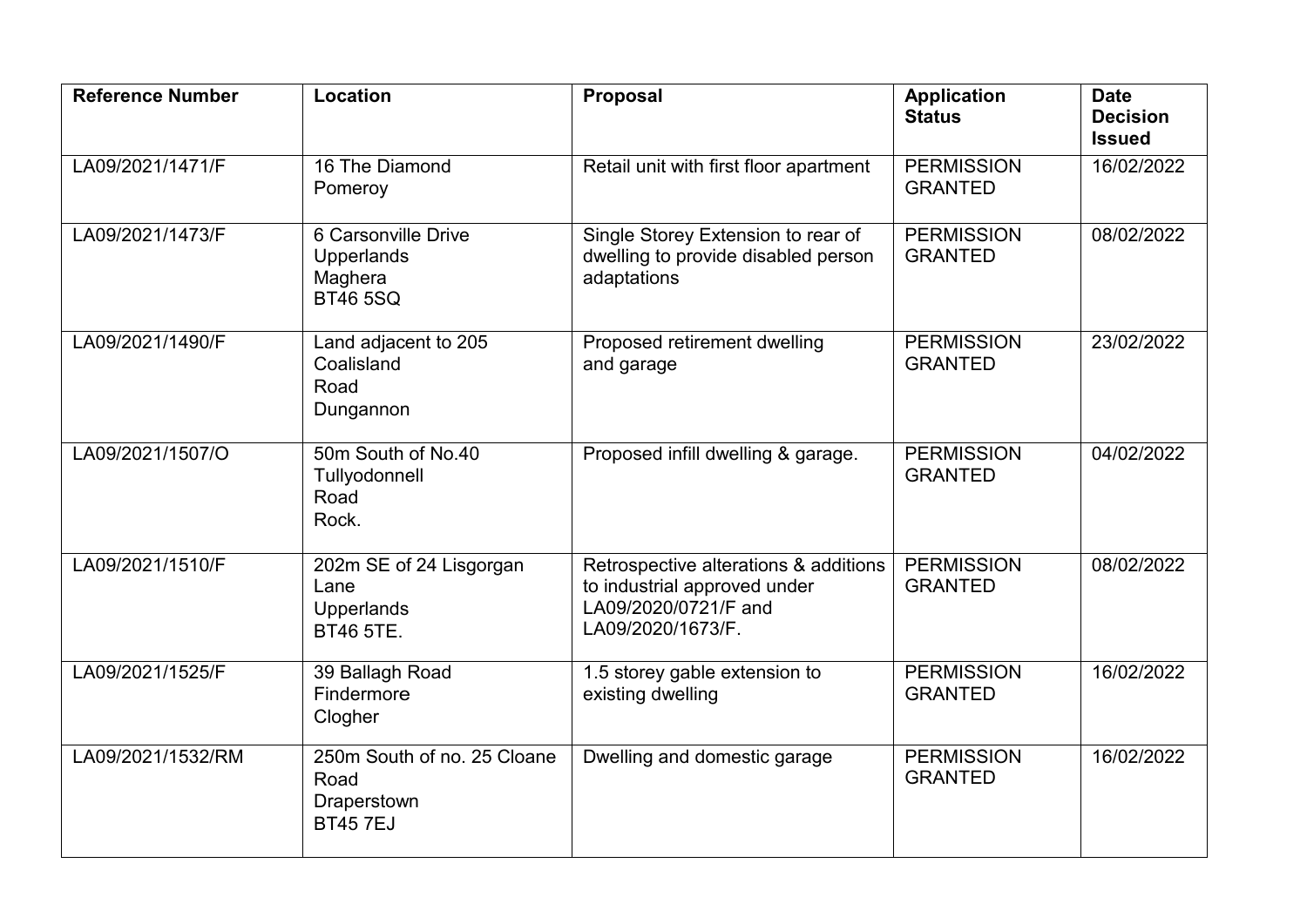| Reference Number | Location | Proposal | Application Status | Date Decision Issued |
|---|---|---|---|---|
| LA09/2021/1471/F | 16 The Diamond Pomeroy | Retail unit with first floor apartment | PERMISSION GRANTED | 16/02/2022 |
| LA09/2021/1473/F | 6 Carsonville Drive Upperlands Maghera BT46 5SQ | Single Storey Extension to rear of dwelling to provide disabled person adaptations | PERMISSION GRANTED | 08/02/2022 |
| LA09/2021/1490/F | Land adjacent to 205 Coalisland Road Dungannon | Proposed retirement dwelling and garage | PERMISSION GRANTED | 23/02/2022 |
| LA09/2021/1507/O | 50m South of No.40 Tullyodonnell Road Rock. | Proposed infill dwelling & garage. | PERMISSION GRANTED | 04/02/2022 |
| LA09/2021/1510/F | 202m SE of 24 Lisgorgan Lane Upperlands BT46 5TE. | Retrospective alterations & additions to industrial approved under LA09/2020/0721/F and LA09/2020/1673/F. | PERMISSION GRANTED | 08/02/2022 |
| LA09/2021/1525/F | 39 Ballagh Road Findermore Clogher | 1.5 storey gable extension to existing dwelling | PERMISSION GRANTED | 16/02/2022 |
| LA09/2021/1532/RM | 250m South of no. 25 Cloane Road Draperstown BT45 7EJ | Dwelling and domestic garage | PERMISSION GRANTED | 16/02/2022 |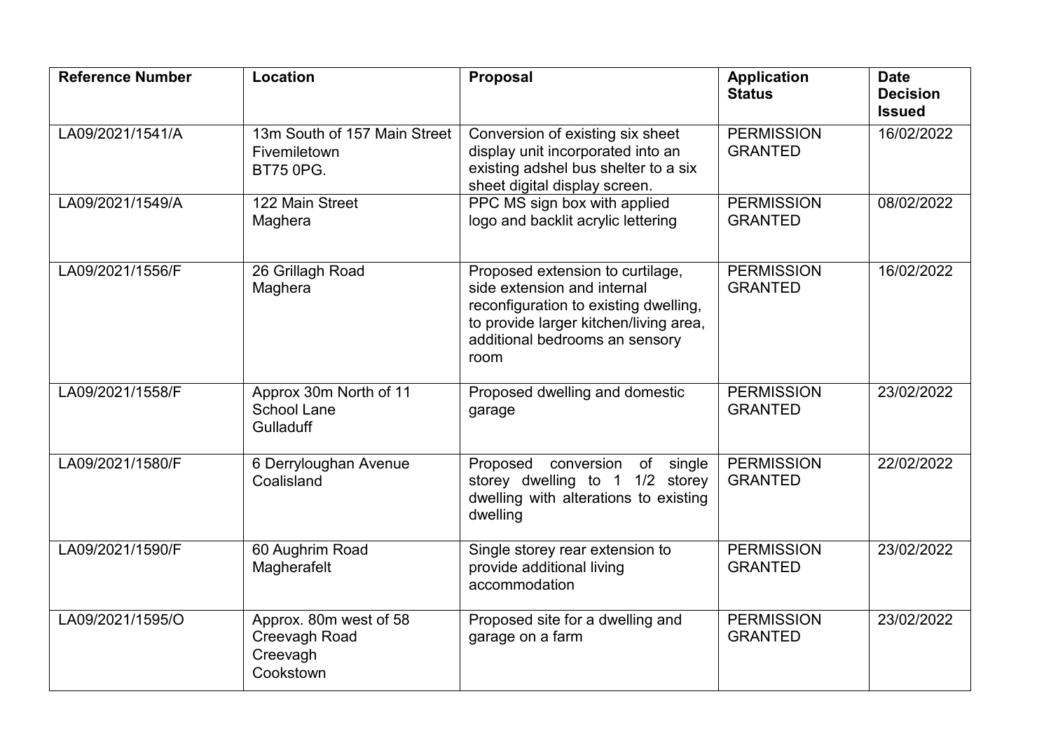| Reference Number | Location | Proposal | Application Status | Date Decision Issued |
|---|---|---|---|---|
| LA09/2021/1541/A | 13m South of 157 Main Street Fivemiletown BT75 0PG. | Conversion of existing six sheet display unit incorporated into an existing adshel bus shelter to a six sheet digital display screen. | PERMISSION GRANTED | 16/02/2022 |
| LA09/2021/1549/A | 122 Main Street Maghera | PPC MS sign box with applied logo and backlit acrylic lettering | PERMISSION GRANTED | 08/02/2022 |
| LA09/2021/1556/F | 26 Grillagh Road Maghera | Proposed extension to curtilage, side extension and internal reconfiguration to existing dwelling, to provide larger kitchen/living area, additional bedrooms an sensory room | PERMISSION GRANTED | 16/02/2022 |
| LA09/2021/1558/F | Approx 30m North of 11 School Lane Gulladuff | Proposed dwelling and domestic garage | PERMISSION GRANTED | 23/02/2022 |
| LA09/2021/1580/F | 6 Derryloughan Avenue Coalisland | Proposed conversion of single storey dwelling to 1 1/2 storey dwelling with alterations to existing dwelling | PERMISSION GRANTED | 22/02/2022 |
| LA09/2021/1590/F | 60 Aughrim Road Magherafelt | Single storey rear extension to provide additional living accommodation | PERMISSION GRANTED | 23/02/2022 |
| LA09/2021/1595/O | Approx. 80m west of 58 Creevagh Road Creevagh Cookstown | Proposed site for a dwelling and garage on a farm | PERMISSION GRANTED | 23/02/2022 |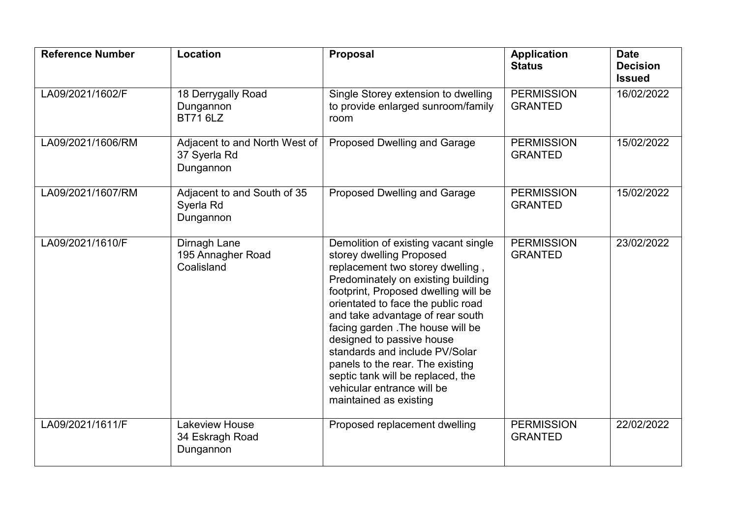| Reference Number | Location | Proposal | Application Status | Date Decision Issued |
|---|---|---|---|---|
| LA09/2021/1602/F | 18 Derrygally Road Dungannon BT71 6LZ | Single Storey extension to dwelling to provide enlarged sunroom/family room | PERMISSION GRANTED | 16/02/2022 |
| LA09/2021/1606/RM | Adjacent to and North West of 37 Syerla Rd Dungannon | Proposed Dwelling and Garage | PERMISSION GRANTED | 15/02/2022 |
| LA09/2021/1607/RM | Adjacent to and South of 35 Syerla Rd Dungannon | Proposed Dwelling and Garage | PERMISSION GRANTED | 15/02/2022 |
| LA09/2021/1610/F | Dirnagh Lane 195 Annagher Road Coalisland | Demolition of existing vacant single storey dwelling Proposed replacement two storey dwelling , Predominately on existing building footprint, Proposed dwelling will be orientated to face the public road and take advantage of rear south facing garden .The house will be designed to passive house standards and include PV/Solar panels to the rear. The existing septic tank will be replaced, the vehicular entrance will be maintained as existing | PERMISSION GRANTED | 23/02/2022 |
| LA09/2021/1611/F | Lakeview House 34 Eskragh Road Dungannon | Proposed replacement dwelling | PERMISSION GRANTED | 22/02/2022 |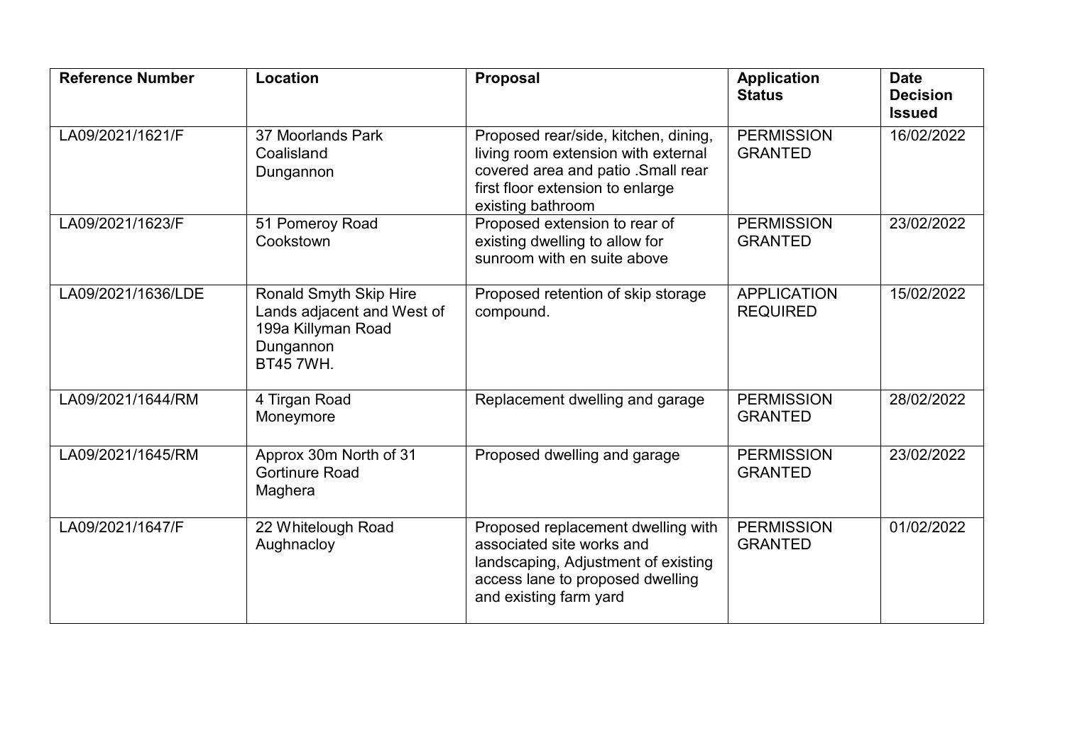| Reference Number | Location | Proposal | Application Status | Date Decision Issued |
|---|---|---|---|---|
| LA09/2021/1621/F | 37 Moorlands Park Coalisland Dungannon | Proposed rear/side, kitchen, dining, living room extension with external covered area and patio .Small rear first floor extension to enlarge existing bathroom | PERMISSION GRANTED | 16/02/2022 |
| LA09/2021/1623/F | 51 Pomeroy Road Cookstown | Proposed extension to rear of existing dwelling to allow for sunroom with en suite above | PERMISSION GRANTED | 23/02/2022 |
| LA09/2021/1636/LDE | Ronald Smyth Skip Hire Lands adjacent and West of 199a Killyman Road Dungannon BT45 7WH. | Proposed retention of skip storage compound. | APPLICATION REQUIRED | 15/02/2022 |
| LA09/2021/1644/RM | 4 Tirgan Road Moneymore | Replacement dwelling and garage | PERMISSION GRANTED | 28/02/2022 |
| LA09/2021/1645/RM | Approx 30m North of 31 Gortinure Road Maghera | Proposed dwelling and garage | PERMISSION GRANTED | 23/02/2022 |
| LA09/2021/1647/F | 22 Whitelough Road Aughnacloy | Proposed replacement dwelling with associated site works and landscaping, Adjustment of existing access lane to proposed dwelling and existing farm yard | PERMISSION GRANTED | 01/02/2022 |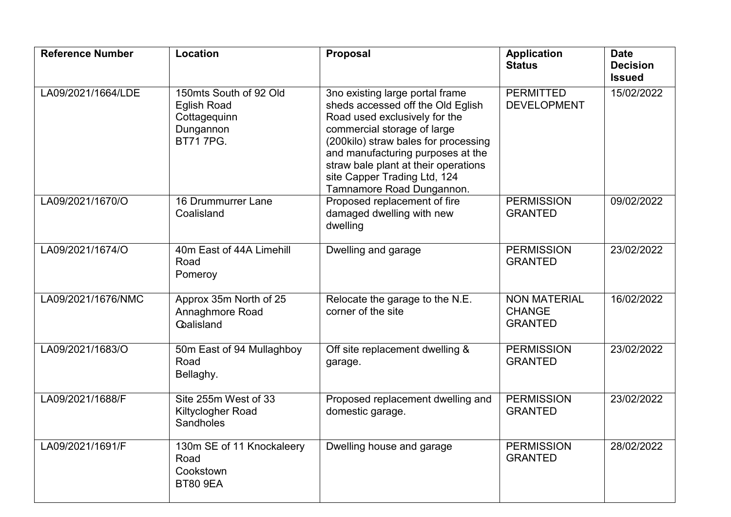| Reference Number | Location | Proposal | Application Status | Date Decision Issued |
|---|---|---|---|---|
| LA09/2021/1664/LDE | 150mts South of 92 Old Eglish Road Cottagequinn Dungannon BT71 7PG. | 3no existing large portal frame sheds accessed off the Old Eglish Road used exclusively for the commercial storage of large (200kilo) straw bales for processing and manufacturing purposes at the straw bale plant at their operations site Capper Trading Ltd, 124 Tamnamore Road Dungannon. | PERMITTED DEVELOPMENT | 15/02/2022 |
| LA09/2021/1670/O | 16 Drummurrer Lane Coalisland | Proposed replacement of fire damaged dwelling with new dwelling | PERMISSION GRANTED | 09/02/2022 |
| LA09/2021/1674/O | 40m East of 44A Limehill Road Pomeroy | Dwelling and garage | PERMISSION GRANTED | 23/02/2022 |
| LA09/2021/1676/NMC | Approx 35m North of 25 Annaghmore Road Coalisland | Relocate the garage to the N.E. corner of the site | NON MATERIAL CHANGE GRANTED | 16/02/2022 |
| LA09/2021/1683/O | 50m East of 94 Mullaghboy Road Bellaghy. | Off site replacement dwelling & garage. | PERMISSION GRANTED | 23/02/2022 |
| LA09/2021/1688/F | Site 255m West of 33 Kiltyclogher Road Sandholes | Proposed replacement dwelling and domestic garage. | PERMISSION GRANTED | 23/02/2022 |
| LA09/2021/1691/F | 130m SE of 11 Knockaleery Road Cookstown BT80 9EA | Dwelling house and garage | PERMISSION GRANTED | 28/02/2022 |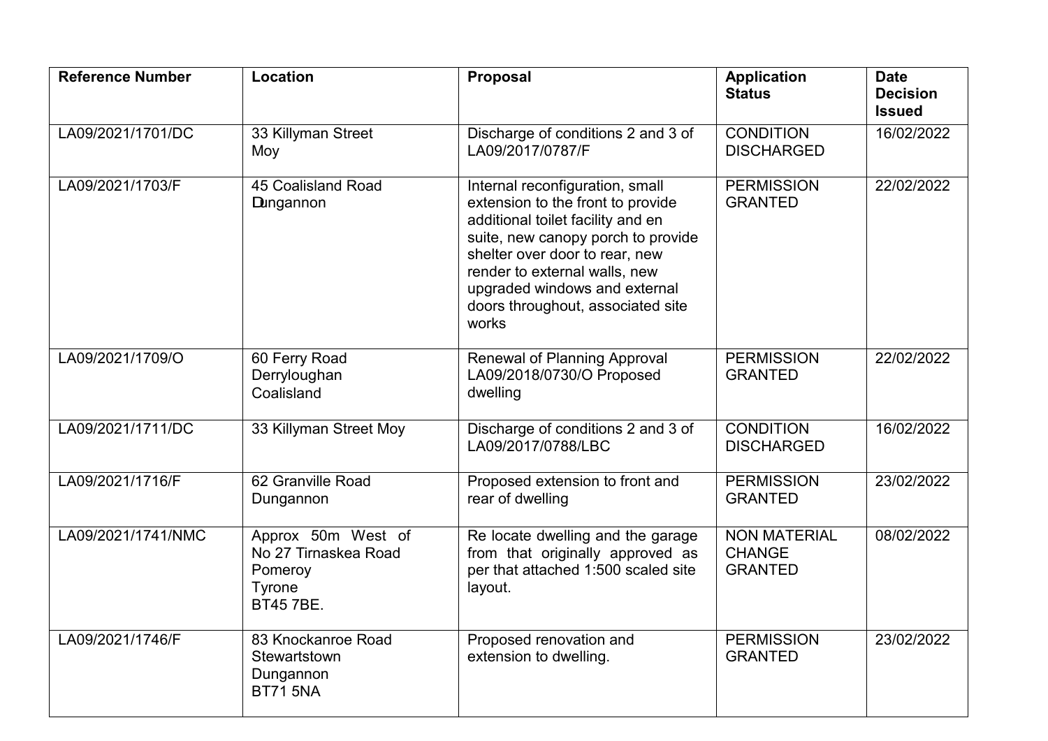| Reference Number | Location | Proposal | Application Status | Date Decision Issued |
|---|---|---|---|---|
| LA09/2021/1701/DC | 33 Killyman Street Moy | Discharge of conditions 2 and 3 of LA09/2017/0787/F | CONDITION DISCHARGED | 16/02/2022 |
| LA09/2021/1703/F | 45 Coalisland Road Dungannon | Internal reconfiguration, small extension to the front to provide additional toilet facility and en suite, new canopy porch to provide shelter over door to rear, new render to external walls, new upgraded windows and external doors throughout, associated site works | PERMISSION GRANTED | 22/02/2022 |
| LA09/2021/1709/O | 60 Ferry Road Derryloughan Coalisland | Renewal of Planning Approval LA09/2018/0730/O Proposed dwelling | PERMISSION GRANTED | 22/02/2022 |
| LA09/2021/1711/DC | 33 Killyman Street Moy | Discharge of conditions 2 and 3 of LA09/2017/0788/LBC | CONDITION DISCHARGED | 16/02/2022 |
| LA09/2021/1716/F | 62 Granville Road Dungannon | Proposed extension to front and rear of dwelling | PERMISSION GRANTED | 23/02/2022 |
| LA09/2021/1741/NMC | Approx 50m West of No 27 Tirnaskea Road Pomeroy Tyrone BT45 7BE. | Re locate dwelling and the garage from that originally approved as per that attached 1:500 scaled site layout. | NON MATERIAL CHANGE GRANTED | 08/02/2022 |
| LA09/2021/1746/F | 83 Knockanroe Road Stewartstown Dungannon BT71 5NA | Proposed renovation and extension to dwelling. | PERMISSION GRANTED | 23/02/2022 |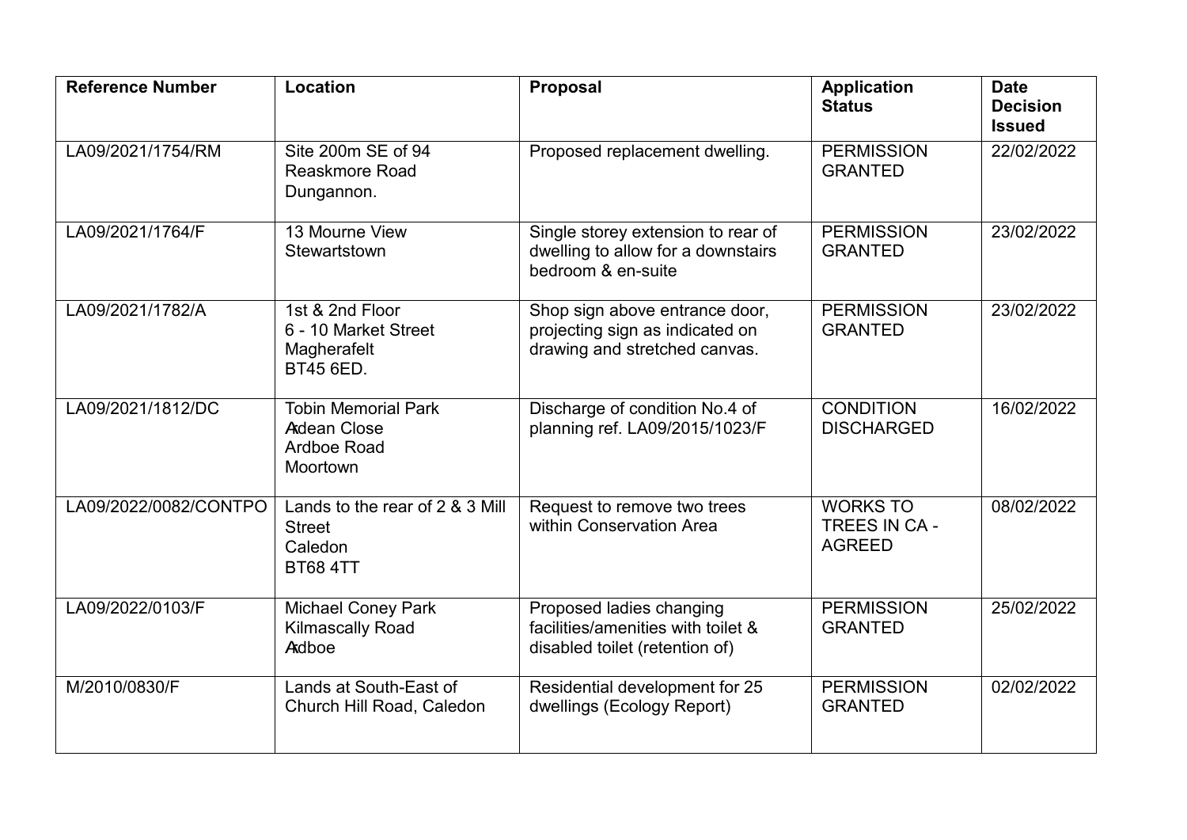| Reference Number | Location | Proposal | Application Status | Date Decision Issued |
|---|---|---|---|---|
| LA09/2021/1754/RM | Site 200m SE of 94 Reaskmore Road Dungannon. | Proposed replacement dwelling. | PERMISSION GRANTED | 22/02/2022 |
| LA09/2021/1764/F | 13 Mourne View Stewartstown | Single storey extension to rear of dwelling to allow for a downstairs bedroom & en-suite | PERMISSION GRANTED | 23/02/2022 |
| LA09/2021/1782/A | 1st & 2nd Floor 6 - 10 Market Street Magherafelt BT45 6ED. | Shop sign above entrance door, projecting sign as indicated on drawing and stretched canvas. | PERMISSION GRANTED | 23/02/2022 |
| LA09/2021/1812/DC | Tobin Memorial Park Ardean Close Ardboe Road Moortown | Discharge of condition No.4 of planning ref. LA09/2015/1023/F | CONDITION DISCHARGED | 16/02/2022 |
| LA09/2022/0082/CONTPO | Lands to the rear of 2 & 3 Mill Street Caledon BT68 4TT | Request to remove two trees within Conservation Area | WORKS TO TREES IN CA - AGREED | 08/02/2022 |
| LA09/2022/0103/F | Michael Coney Park Kilmascally Road Ardboe | Proposed ladies changing facilities/amenities with toilet & disabled toilet (retention of) | PERMISSION GRANTED | 25/02/2022 |
| M/2010/0830/F | Lands at South-East of Church Hill Road, Caledon | Residential development for 25 dwellings (Ecology Report) | PERMISSION GRANTED | 02/02/2022 |